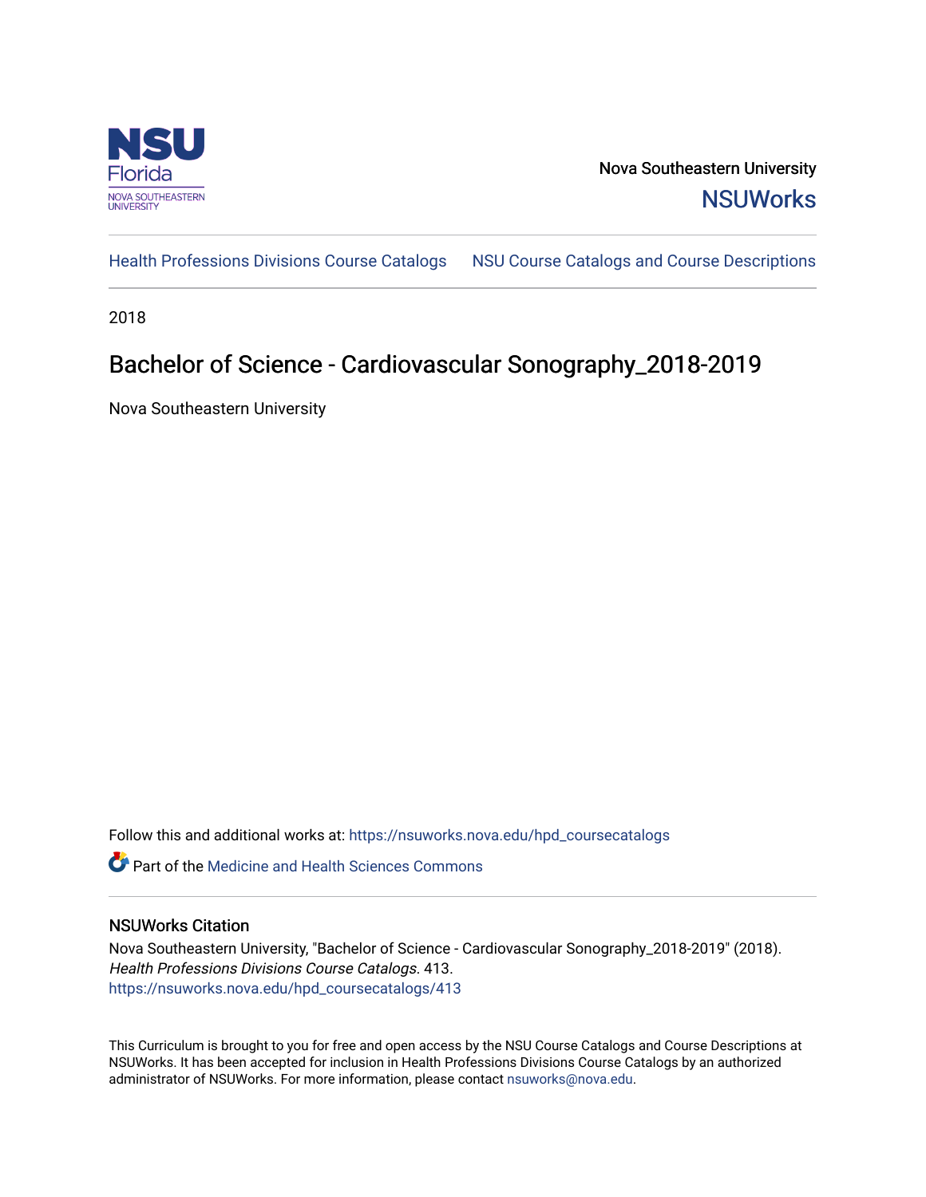Nova Southeastern University

NSUWorks

Health Professions Divisions Course Catalogs | NSU Course Catalogs and Course Descriptions

2018

# Bachelor of Science - Cardiovascular Sonography_2018-2019

Nova Southeastern University

Follow this and additional works at: https://nsuworks.nova.edu/hpd_coursecatalogs

Part of the Medicine and Health Sciences Commons

## NSUWorks Citation

Nova Southeastern University, "Bachelor of Science - Cardiovascular Sonography_2018-2019" (2018). *Health Professions Divisions Course Catalogs*. 413.
https://nsuworks.nova.edu/hpd_coursecatalogs/413

This Curriculum is brought to you for free and open access by the NSU Course Catalogs and Course Descriptions at NSUWorks. It has been accepted for inclusion in Health Professions Divisions Course Catalogs by an authorized administrator of NSUWorks. For more information, please contact nsuworks@nova.edu.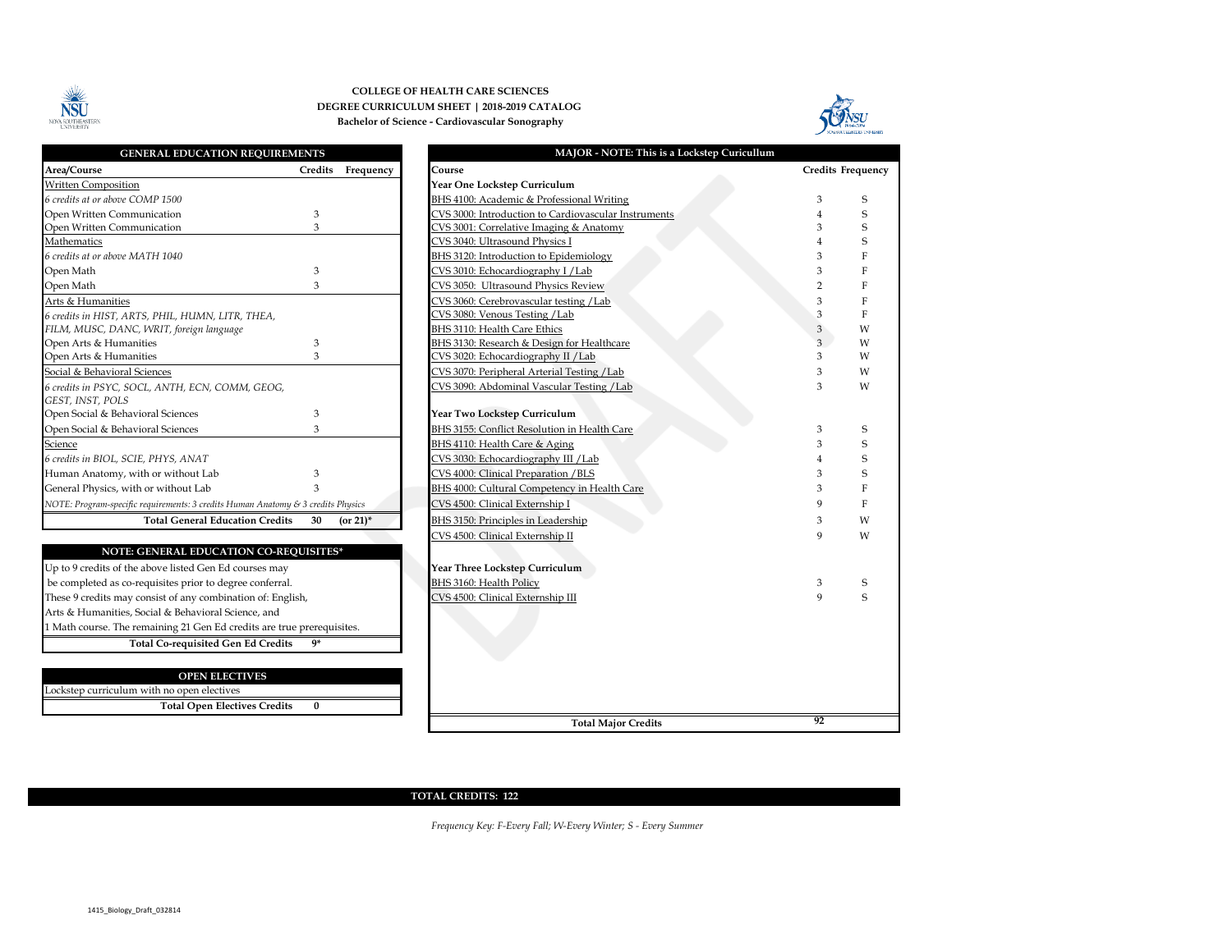**COLLEGE OF HEALTH CARE SCIENCES**
**DEGREE CURRICULUM SHEET | 2018-2019 CATALOG**
**Bachelor of Science - Cardiovascular Sonography**

| GENERAL EDUCATION REQUIREMENTS | | |
|---|---|---|
| **Area/Course** | **Credits** | **Frequency** |
| Written Composition | | |
| *6 credits at or above COMP 1500* | | |
| Open Written Communication | 3 | |
| Open Written Communication | 3 | |
| Mathematics | | |
| *6 credits at or above MATH 1040* | | |
| Open Math | 3 | |
| Open Math | 3 | |
| Arts & Humanities | | |
| *6 credits in HIST, ARTS, PHIL, HUMN, LITR, THEA, FILM, MUSC, DANC, WRIT, foreign language* | | |
| Open Arts & Humanities | 3 | |
| Open Arts & Humanities | 3 | |
| Social & Behavioral Sciences | | |
| *6 credits in PSYC, SOCL, ANTH, ECN, COMM, GEOG, GEST, INST, POLS* | | |
| Open Social & Behavioral Sciences | 3 | |
| Open Social & Behavioral Sciences | 3 | |
| Science | | |
| *6 credits in BIOL, SCIE, PHYS, ANAT* | | |
| Human Anatomy, with or without Lab | 3 | |
| General Physics, with or without Lab | 3 | |
| *NOTE: Program-specific requirements: 3 credits Human Anatomy & 3 credits Physics* | | |
| **Total General Education Credits** | **30** | **(or 21)*** |

| NOTE: GENERAL EDUCATION CO-REQUISITES* | |
|---|---|
| Up to 9 credits of the above listed Gen Ed courses may be completed as co-requisites prior to degree conferral. These 9 credits may consist of any combination of: English, Arts & Humanities, Social & Behavioral Science, and 1 Math course. The remaining 21 Gen Ed credits are true prerequisites. | |
| **Total Co-requisited Gen Ed Credits** | **9*** |

| OPEN ELECTIVES | |
|---|---|
| Lockstep curriculum with no open electives | |
| **Total Open Electives Credits** | **0** |

| MAJOR - NOTE: This is a Lockstep Curicullum | | |
|---|---|---|
| **Course** | **Credits** | **Frequency** |
| **Year One Lockstep Curriculum** | | |
| BHS 4100: Academic & Professional Writing | 3 | S |
| CVS 3000: Introduction to Cardiovascular Instruments | 4 | S |
| CVS 3001: Correlative Imaging & Anatomy | 3 | S |
| CVS 3040: Ultrasound Physics I | 4 | S |
| BHS 3120: Introduction to Epidemiology | 3 | F |
| CVS 3010: Echocardiography I /Lab | 3 | F |
| CVS 3050: Ultrasound Physics Review | 2 | F |
| CVS 3060: Cerebrovascular testing /Lab | 3 | F |
| CVS 3080: Venous Testing /Lab | 3 | F |
| BHS 3110: Health Care Ethics | 3 | W |
| BHS 3130: Research & Design for Healthcare | 3 | W |
| CVS 3020: Echocardiography II /Lab | 3 | W |
| CVS 3070: Peripheral Arterial Testing /Lab | 3 | W |
| CVS 3090: Abdominal Vascular Testing /Lab | 3 | W |
| **Year Two Lockstep Curriculum** | | |
| BHS 3155: Conflict Resolution in Health Care | 3 | S |
| BHS 4110: Health Care & Aging | 3 | S |
| CVS 3030: Echocardiography III /Lab | 4 | S |
| CVS 4000: Clinical Preparation /BLS | 3 | S |
| BHS 4000: Cultural Competency in Health Care | 3 | F |
| CVS 4500: Clinical Externship I | 9 | F |
| BHS 3150: Principles in Leadership | 3 | W |
| CVS 4500: Clinical Externship II | 9 | W |
| **Year Three Lockstep Curriculum** | | |
| BHS 3160: Health Policy | 3 | S |
| CVS 4500: Clinical Externship III | 9 | S |
| **Total Major Credits** | **92** | |

**TOTAL CREDITS: 122**

*Frequency Key: F-Every Fall; W-Every Winter; S - Every Summer*

1415_Biology_Draft_032814